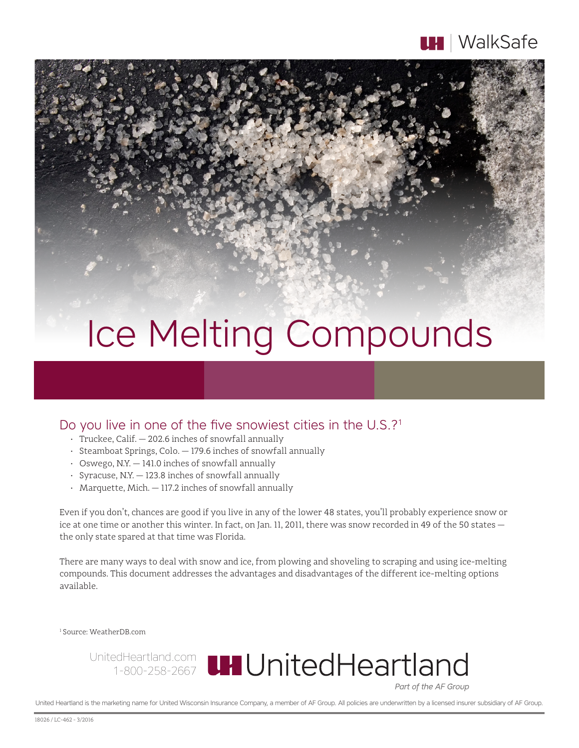# Ice Melting Compounds

## Do you live in one of the five snowiest cities in the U.S.?[1]

- Truckee, Calif. — 202.6 inches of snowfall annually
- Steamboat Springs, Colo. — 179.6 inches of snowfall annually
- Oswego, N.Y. — 141.0 inches of snowfall annually
- Syracuse, N.Y. — 123.8 inches of snowfall annually
- Marquette, Mich. — 117.2 inches of snowfall annually

Even if you don't, chances are good if you live in any of the lower 48 states, you'll probably experience snow or ice at one time or another this winter. In fact, on Jan. 11, 2011, there was snow recorded in 49 of the 50 states — the only state spared at that time was Florida.

There are many ways to deal with snow and ice, from plowing and shoveling to scraping and using ice-melting compounds. This document addresses the advantages and disadvantages of the different ice-melting options available.

[1] Source: WeatherDB.com

UnitedHeartland.com
1-800-258-2667

UnitedHeartland
*Part of the AF Group*

United Heartland is the marketing name for United Wisconsin Insurance Company, a member of AF Group. All policies are underwritten by a licensed insurer subsidiary of AF Group.

18026 / LC-462 - 3/2016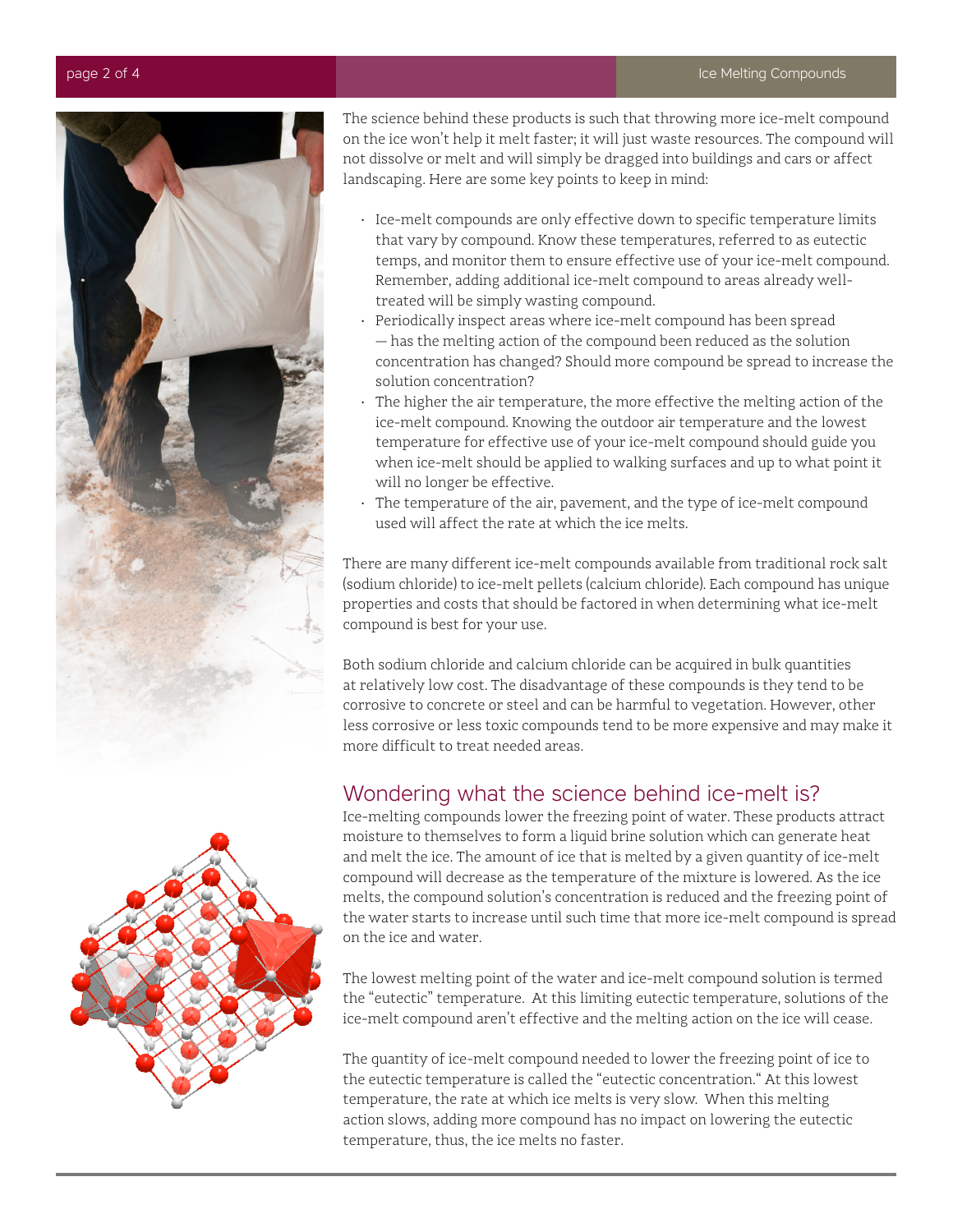The science behind these products is such that throwing more ice-melt compound on the ice won't help it melt faster; it will just waste resources. The compound will not dissolve or melt and will simply be dragged into buildings and cars or affect landscaping. Here are some key points to keep in mind:

- Ice-melt compounds are only effective down to specific temperature limits that vary by compound. Know these temperatures, referred to as eutectic temps, and monitor them to ensure effective use of your ice-melt compound. Remember, adding additional ice-melt compound to areas already well-treated will be simply wasting compound.
- Periodically inspect areas where ice-melt compound has been spread — has the melting action of the compound been reduced as the solution concentration has changed? Should more compound be spread to increase the solution concentration?
- The higher the air temperature, the more effective the melting action of the ice-melt compound. Knowing the outdoor air temperature and the lowest temperature for effective use of your ice-melt compound should guide you when ice-melt should be applied to walking surfaces and up to what point it will no longer be effective.
- The temperature of the air, pavement, and the type of ice-melt compound used will affect the rate at which the ice melts.

There are many different ice-melt compounds available from traditional rock salt (sodium chloride) to ice-melt pellets (calcium chloride). Each compound has unique properties and costs that should be factored in when determining what ice-melt compound is best for your use.

Both sodium chloride and calcium chloride can be acquired in bulk quantities at relatively low cost. The disadvantage of these compounds is they tend to be corrosive to concrete or steel and can be harmful to vegetation. However, other less corrosive or less toxic compounds tend to be more expensive and may make it more difficult to treat needed areas.

## Wondering what the science behind ice-melt is?

Ice-melting compounds lower the freezing point of water. These products attract moisture to themselves to form a liquid brine solution which can generate heat and melt the ice. The amount of ice that is melted by a given quantity of ice-melt compound will decrease as the temperature of the mixture is lowered. As the ice melts, the compound solution's concentration is reduced and the freezing point of the water starts to increase until such time that more ice-melt compound is spread on the ice and water.

The lowest melting point of the water and ice-melt compound solution is termed the "eutectic" temperature. At this limiting eutectic temperature, solutions of the ice-melt compound aren't effective and the melting action on the ice will cease.

The quantity of ice-melt compound needed to lower the freezing point of ice to the eutectic temperature is called the "eutectic concentration." At this lowest temperature, the rate at which ice melts is very slow. When this melting action slows, adding more compound has no impact on lowering the eutectic temperature, thus, the ice melts no faster.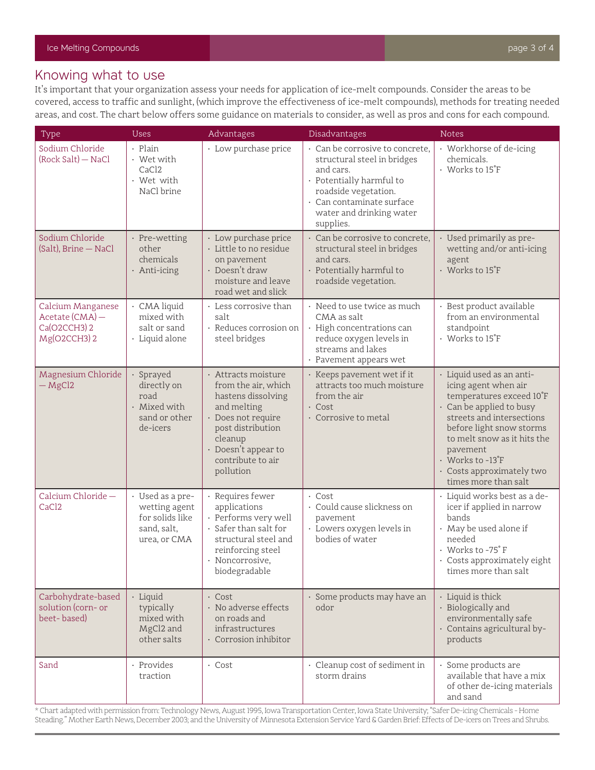## Knowing what to use

It's important that your organization assess your needs for application of ice-melt compounds. Consider the areas to be covered, access to traffic and sunlight, (which improve the effectiveness of ice-melt compounds), methods for treating needed areas, and cost. The chart below offers some guidance on materials to consider, as well as pros and cons for each compound.

| Type | Uses | Advantages | Disadvantages | Notes |
|---|---|---|---|---|
| Sodium Chloride (Rock Salt) — NaCl | · Plain<br>· Wet with $CaCl_2$<br>· Wet with NaCl brine | · Low purchase price | · Can be corrosive to concrete, structural steel in bridges and cars.<br>· Potentially harmful to roadside vegetation.<br>· Can contaminate surface water and drinking water supplies. | · Workhorse of de-icing chemicals.<br>· Works to 15˚F |
| Sodium Chloride (Salt), Brine — NaCl | · Pre-wetting other chemicals<br>· Anti-icing | · Low purchase price<br>· Little to no residue on pavement<br>· Doesn't draw moisture and leave road wet and slick | · Can be corrosive to concrete, structural steel in bridges and cars.<br>· Potentially harmful to roadside vegetation. | · Used primarily as pre-wetting and/or anti-icing agent<br>· Works to 15˚F |
| Calcium Manganese Acetate (CMA) — $Ca(O_2CCH_3)_2$ $Mg(O_2CCH_3)_2$ | · CMA liquid mixed with salt or sand<br>· Liquid alone | · Less corrosive than salt<br>· Reduces corrosion on steel bridges | · Need to use twice as much CMA as salt<br>· High concentrations can reduce oxygen levels in streams and lakes<br>· Pavement appears wet | · Best product available from an environmental standpoint<br>· Works to 15˚F |
| Magnesium Chloride — $MgCl_2$ | · Sprayed directly on road<br>· Mixed with sand or other de-icers | · Attracts moisture from the air, which hastens dissolving and melting<br>· Does not require post distribution cleanup<br>· Doesn't appear to contribute to air pollution | · Keeps pavement wet if it attracts too much moisture from the air<br>· Cost<br>· Corrosive to metal | · Liquid used as an anti-icing agent when air temperatures exceed 10˚F<br>· Can be applied to busy streets and intersections before light snow storms to melt snow as it hits the pavement<br>· Works to -13˚F<br>· Costs approximately two times more than salt |
| Calcium Chloride — $CaCl_2$ | · Used as a pre-wetting agent for solids like sand, salt, urea, or CMA | · Requires fewer applications<br>· Performs very well<br>· Safer than salt for structural steel and reinforcing steel<br>· Noncorrosive, biodegradable | · Cost<br>· Could cause slickness on pavement<br>· Lowers oxygen levels in bodies of water | · Liquid works best as a de-icer if applied in narrow bands<br>· May be used alone if needed<br>· Works to -75˚F<br>· Costs approximately eight times more than salt |
| Carbohydrate-based solution (corn- or beet- based) | · Liquid typically mixed with $MgCl_2$ and other salts | · Cost<br>· No adverse effects on roads and infrastructures<br>· Corrosion inhibitor | · Some products may have an odor | · Liquid is thick<br>· Biologically and environmentally safe<br>· Contains agricultural by-products |
| Sand | · Provides traction | · Cost | · Cleanup cost of sediment in storm drains | · Some products are available that have a mix of other de-icing materials and sand |

* Chart adapted with permission from: Technology News, August 1995, Iowa Transportation Center, Iowa State University; "Safer De-icing Chemicals - Home Steading." Mother Earth News, December 2003; and the University of Minnesota Extension Service Yard & Garden Brief: Effects of De-icers on Trees and Shrubs.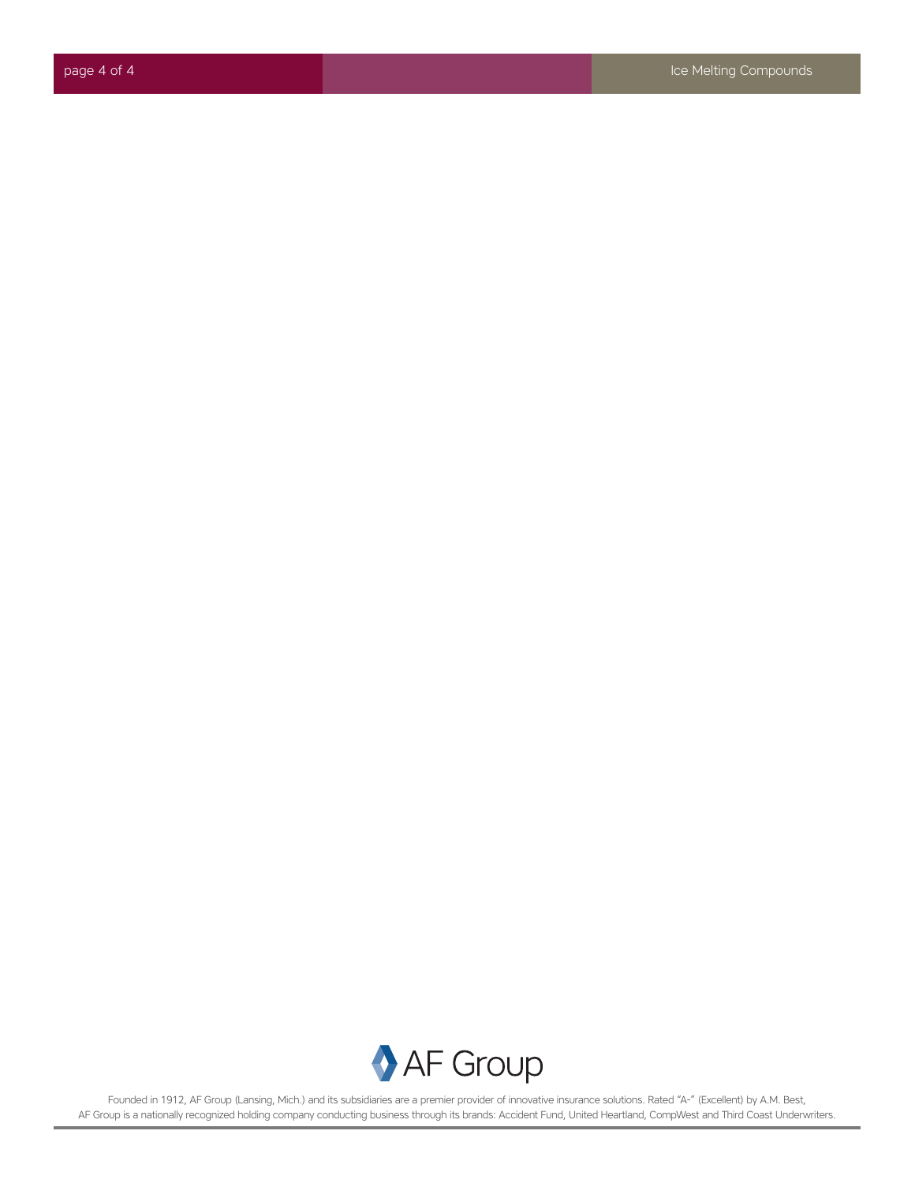AF Group

Founded in 1912, AF Group (Lansing, Mich.) and its subsidiaries are a premier provider of innovative insurance solutions. Rated "A-" (Excellent) by A.M. Best, AF Group is a nationally recognized holding company conducting business through its brands: Accident Fund, United Heartland, CompWest and Third Coast Underwriters.